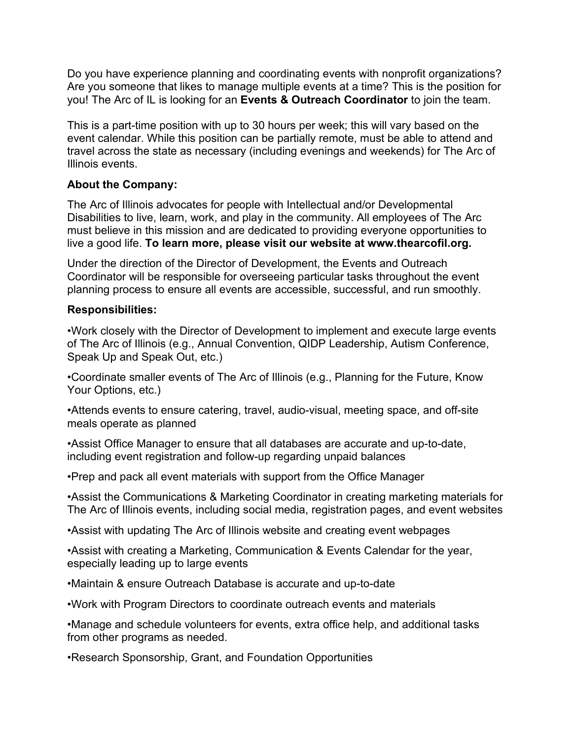Do you have experience planning and coordinating events with nonprofit organizations? Are you someone that likes to manage multiple events at a time? This is the position for you! The Arc of IL is looking for an **Events & Outreach Coordinator** to join the team.

This is a part-time position with up to 30 hours per week; this will vary based on the event calendar. While this position can be partially remote, must be able to attend and travel across the state as necessary (including evenings and weekends) for The Arc of Illinois events.

**About the Company:**

The Arc of Illinois advocates for people with Intellectual and/or Developmental Disabilities to live, learn, work, and play in the community. All employees of The Arc must believe in this mission and are dedicated to providing everyone opportunities to live a good life. **To learn more, please visit our website at www.thearcofil.org.**

Under the direction of the Director of Development, the Events and Outreach Coordinator will be responsible for overseeing particular tasks throughout the event planning process to ensure all events are accessible, successful, and run smoothly.

**Responsibilities:**

•Work closely with the Director of Development to implement and execute large events of The Arc of Illinois (e.g., Annual Convention, QIDP Leadership, Autism Conference, Speak Up and Speak Out, etc.)

•Coordinate smaller events of The Arc of Illinois (e.g., Planning for the Future, Know Your Options, etc.)

•Attends events to ensure catering, travel, audio-visual, meeting space, and off-site meals operate as planned

•Assist Office Manager to ensure that all databases are accurate and up-to-date, including event registration and follow-up regarding unpaid balances

•Prep and pack all event materials with support from the Office Manager

•Assist the Communications & Marketing Coordinator in creating marketing materials for The Arc of Illinois events, including social media, registration pages, and event websites

•Assist with updating The Arc of Illinois website and creating event webpages

•Assist with creating a Marketing, Communication & Events Calendar for the year, especially leading up to large events

•Maintain & ensure Outreach Database is accurate and up-to-date

•Work with Program Directors to coordinate outreach events and materials

•Manage and schedule volunteers for events, extra office help, and additional tasks from other programs as needed.

•Research Sponsorship, Grant, and Foundation Opportunities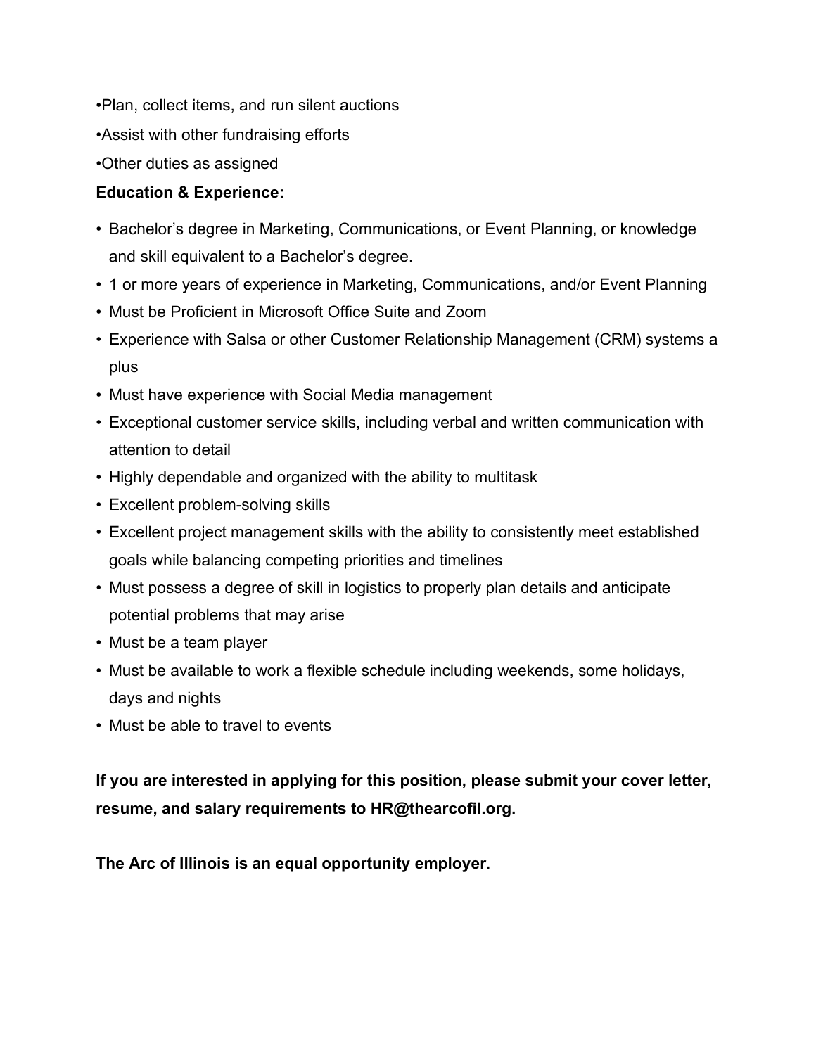- Plan, collect items, and run silent auctions
- Assist with other fundraising efforts
- Other duties as assigned

**Education & Experience:**

- Bachelor's degree in Marketing, Communications, or Event Planning, or knowledge and skill equivalent to a Bachelor's degree.
- 1 or more years of experience in Marketing, Communications, and/or Event Planning
- Must be Proficient in Microsoft Office Suite and Zoom
- Experience with Salsa or other Customer Relationship Management (CRM) systems a plus
- Must have experience with Social Media management
- Exceptional customer service skills, including verbal and written communication with attention to detail
- Highly dependable and organized with the ability to multitask
- Excellent problem-solving skills
- Excellent project management skills with the ability to consistently meet established goals while balancing competing priorities and timelines
- Must possess a degree of skill in logistics to properly plan details and anticipate potential problems that may arise
- Must be a team player
- Must be available to work a flexible schedule including weekends, some holidays, days and nights
- Must be able to travel to events

**If you are interested in applying for this position, please submit your cover letter, resume, and salary requirements to HR@thearcofil.org.**

**The Arc of Illinois is an equal opportunity employer.**